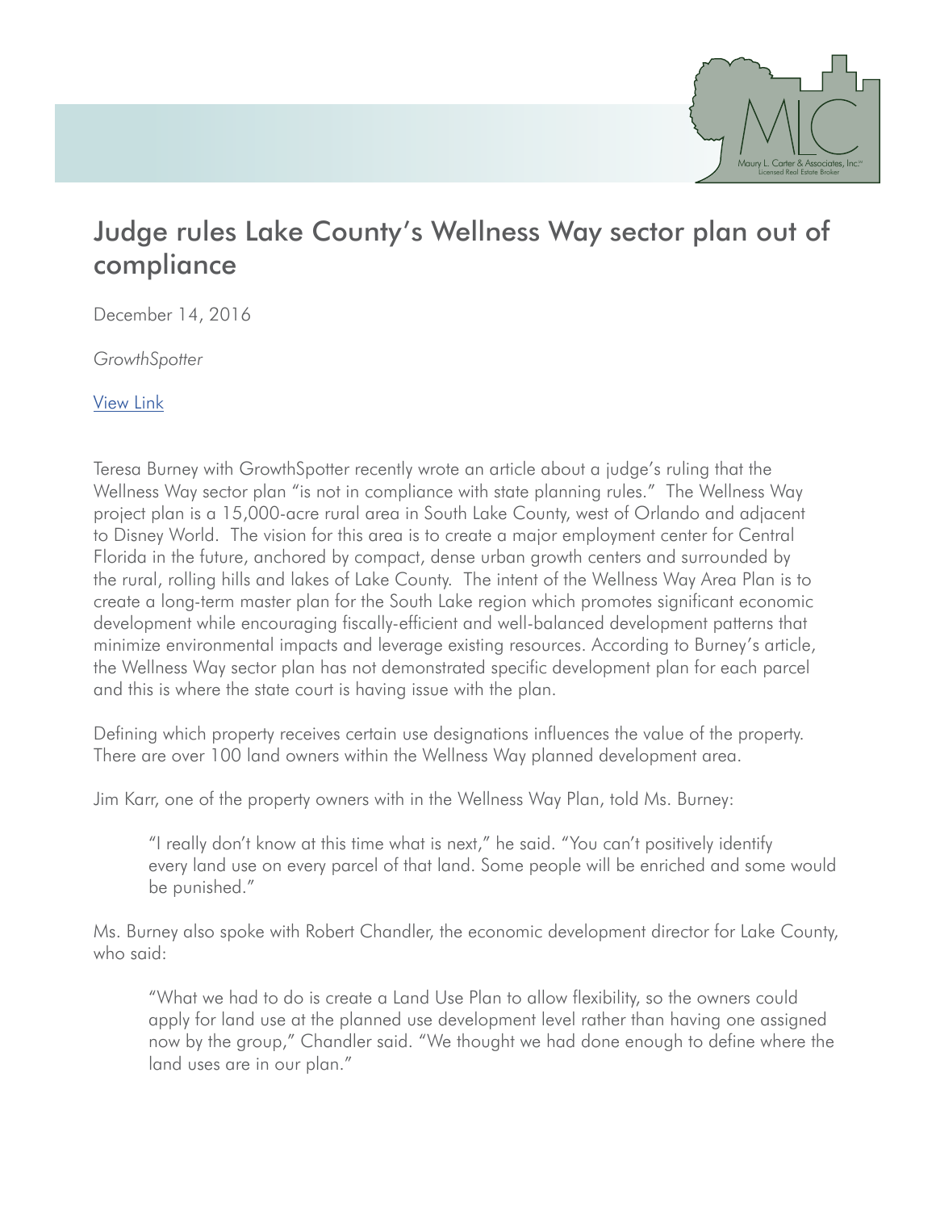# Judge rules Lake County's Wellness Way sector plan out of compliance

December 14, 2016

*GrowthSpotter*

View Link

Teresa Burney with GrowthSpotter recently wrote an article about a judge's ruling that the Wellness Way sector plan "is not in compliance with state planning rules." The Wellness Way project plan is a 15,000-acre rural area in South Lake County, west of Orlando and adjacent to Disney World. The vision for this area is to create a major employment center for Central Florida in the future, anchored by compact, dense urban growth centers and surrounded by the rural, rolling hills and lakes of Lake County. The intent of the Wellness Way Area Plan is to create a long-term master plan for the South Lake region which promotes significant economic development while encouraging fiscally-efficient and well-balanced development patterns that minimize environmental impacts and leverage existing resources. According to Burney's article, the Wellness Way sector plan has not demonstrated specific development plan for each parcel and this is where the state court is having issue with the plan.

Defining which property receives certain use designations influences the value of the property. There are over 100 land owners within the Wellness Way planned development area.

Jim Karr, one of the property owners with in the Wellness Way Plan, told Ms. Burney:

> "I really don't know at this time what is next," he said. "You can't positively identify every land use on every parcel of that land. Some people will be enriched and some would be punished."

Ms. Burney also spoke with Robert Chandler, the economic development director for Lake County, who said:

> "What we had to do is create a Land Use Plan to allow flexibility, so the owners could apply for land use at the planned use development level rather than having one assigned now by the group," Chandler said. "We thought we had done enough to define where the land uses are in our plan."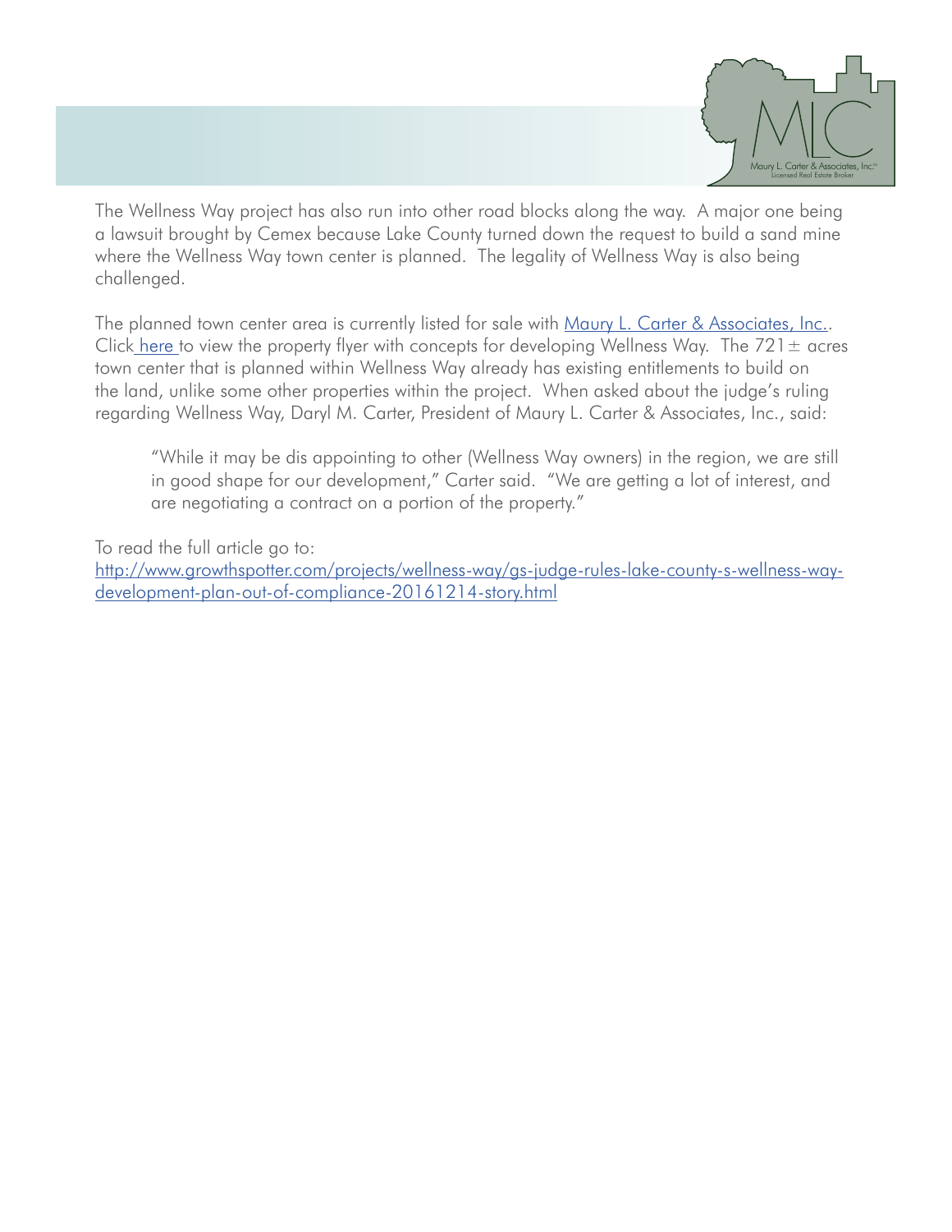The Wellness Way project has also run into other road blocks along the way. A major one being a lawsuit brought by Cemex because Lake County turned down the request to build a sand mine where the Wellness Way town center is planned. The legality of Wellness Way is also being challenged.

The planned town center area is currently listed for sale with Maury L. Carter & Associates, Inc.. Click here to view the property flyer with concepts for developing Wellness Way. The 721± acres town center that is planned within Wellness Way already has existing entitlements to build on the land, unlike some other properties within the project. When asked about the judge's ruling regarding Wellness Way, Daryl M. Carter, President of Maury L. Carter & Associates, Inc., said:

> "While it may be dis appointing to other (Wellness Way owners) in the region, we are still in good shape for our development," Carter said. "We are getting a lot of interest, and are negotiating a contract on a portion of the property."

To read the full article go to:
http://www.growthspotter.com/projects/wellness-way/gs-judge-rules-lake-county-s-wellness-way-development-plan-out-of-compliance-20161214-story.html